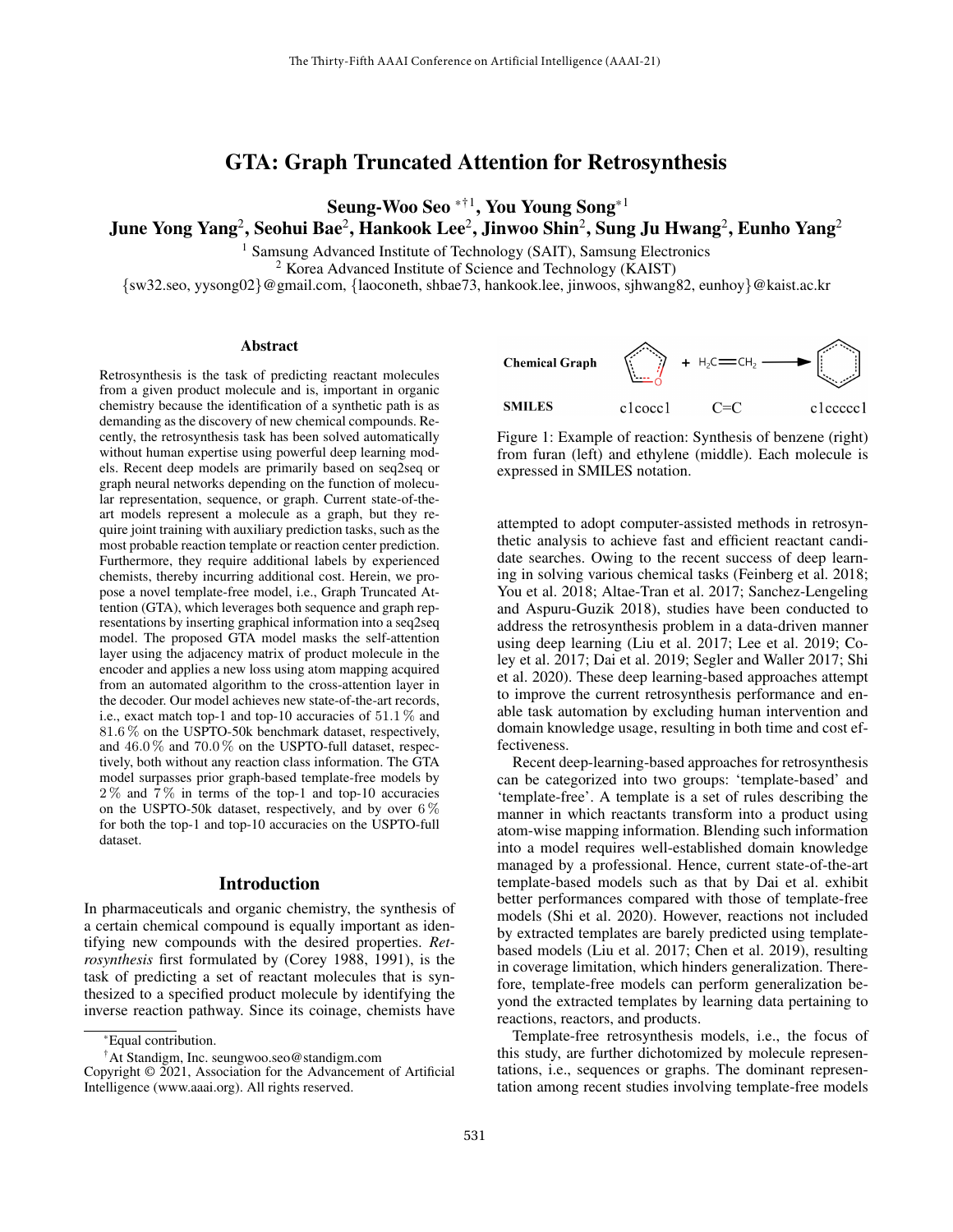# GTA: Graph Truncated Attention for Retrosynthesis

**Seung-Woo Seo** [*†1], **You Young Song** [*1]
**June Yong Yang**[2], **Seohui Bae**[2], **Hankook Lee**[2], **Jinwoo Shin**[2], **Sung Ju Hwang**[2], **Eunho Yang**[2]

[1] Samsung Advanced Institute of Technology (SAIT), Samsung Electronics
[2] Korea Advanced Institute of Science and Technology (KAIST)
{sw32.seo, yysong02}@gmail.com, {laoconeth, shbae73, hankook.lee, jinwoos, sjhwang82, eunhoy}@kaist.ac.kr

## Abstract

Retrosynthesis is the task of predicting reactant molecules from a given product molecule and is, important in organic chemistry because the identification of a synthetic path is as demanding as the discovery of new chemical compounds. Recently, the retrosynthesis task has been solved automatically without human expertise using powerful deep learning models. Recent deep models are primarily based on seq2seq or graph neural networks depending on the function of molecular representation, sequence, or graph. Current state-of-the-art models represent a molecule as a graph, but they require joint training with auxiliary prediction tasks, such as the most probable reaction template or reaction center prediction. Furthermore, they require additional labels by experienced chemists, thereby incurring additional cost. Herein, we propose a novel template-free model, i.e., Graph Truncated Attention (GTA), which leverages both sequence and graph representations by inserting graphical information into a seq2seq model. The proposed GTA model masks the self-attention layer using the adjacency matrix of product molecule in the encoder and applies a new loss using atom mapping acquired from an automated algorithm to the cross-attention layer in the decoder. Our model achieves new state-of-the-art records, i.e., exact match top-1 and top-10 accuracies of 51.1 % and 81.6 % on the USPTO-50k benchmark dataset, respectively, and 46.0 % and 70.0 % on the USPTO-full dataset, respectively, both without any reaction class information. The GTA model surpasses prior graph-based template-free models by 2 % and 7 % in terms of the top-1 and top-10 accuracies on the USPTO-50k dataset, respectively, and by over 6 % for both the top-1 and top-10 accuracies on the USPTO-full dataset.

## Introduction

In pharmaceuticals and organic chemistry, the synthesis of a certain chemical compound is equally important as identifying new compounds with the desired properties. *Retrosynthesis* first formulated by (Corey 1988, 1991), is the task of predicting a set of reactant molecules that is synthesized to a specified product molecule by identifying the inverse reaction pathway. Since its coinage, chemists have attempted to adopt computer-assisted methods in retrosynthetic analysis to achieve fast and efficient reactant candidate searches. Owing to the recent success of deep learning in solving various chemical tasks (Feinberg et al. 2018; You et al. 2018; Altae-Tran et al. 2017; Sanchez-Lengeling and Aspuru-Guzik 2018), studies have been conducted to address the retrosynthesis problem in a data-driven manner using deep learning (Liu et al. 2017; Lee et al. 2019; Coley et al. 2017; Dai et al. 2019; Segler and Waller 2017; Shi et al. 2020). These deep learning-based approaches attempt to improve the current retrosynthesis performance and enable task automation by excluding human intervention and domain knowledge usage, resulting in both time and cost effectiveness.

| | | | |
|---|---|---|---|
| **Chemical Graph** | (furan) | + $H_2C{=}CH_2$ → | (benzene) |
| **SMILES** | c1cocc1 | C=C | c1ccccc1 |

Figure 1: Example of reaction: Synthesis of benzene (right) from furan (left) and ethylene (middle). Each molecule is expressed in SMILES notation.

Recent deep-learning-based approaches for retrosynthesis can be categorized into two groups: 'template-based' and 'template-free'. A template is a set of rules describing the manner in which reactants transform into a product using atom-wise mapping information. Blending such information into a model requires well-established domain knowledge managed by a professional. Hence, current state-of-the-art template-based models such as that by Dai et al. exhibit better performances compared with those of template-free models (Shi et al. 2020). However, reactions not included by extracted templates are barely predicted using template-based models (Liu et al. 2017; Chen et al. 2019), resulting in coverage limitation, which hinders generalization. Therefore, template-free models can perform generalization beyond the extracted templates by learning data pertaining to reactions, reactors, and products.

Template-free retrosynthesis models, i.e., the focus of this study, are further dichotomized by molecule representations, i.e., sequences or graphs. The dominant representation among recent studies involving template-free models

[*] Equal contribution.
[†] At Standigm, Inc. seungwoo.seo@standigm.com
Copyright © 2021, Association for the Advancement of Artificial Intelligence (www.aaai.org). All rights reserved.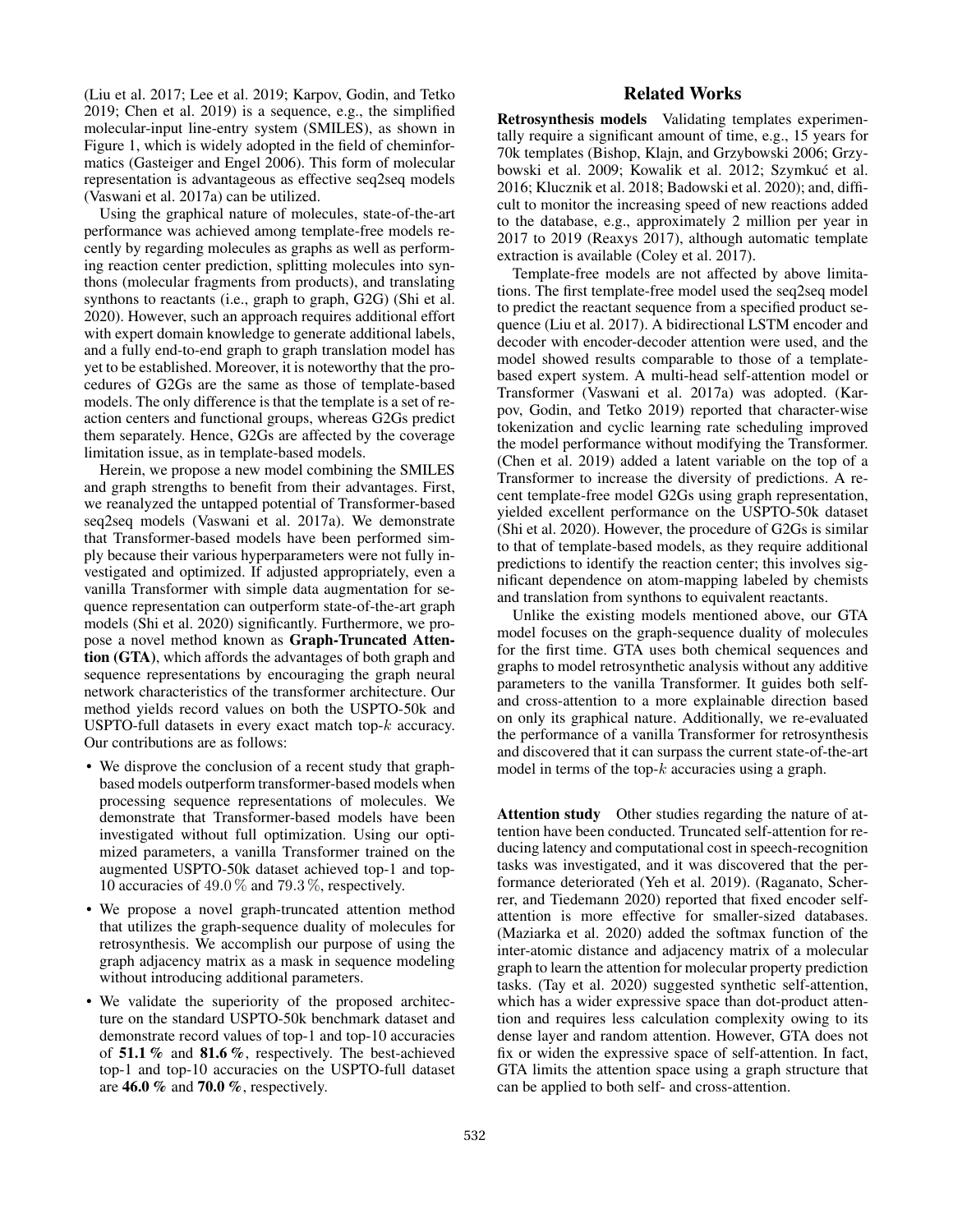(Liu et al. 2017; Lee et al. 2019; Karpov, Godin, and Tetko 2019; Chen et al. 2019) is a sequence, e.g., the simplified molecular-input line-entry system (SMILES), as shown in Figure 1, which is widely adopted in the field of cheminformatics (Gasteiger and Engel 2006). This form of molecular representation is advantageous as effective seq2seq models (Vaswani et al. 2017a) can be utilized.

Using the graphical nature of molecules, state-of-the-art performance was achieved among template-free models recently by regarding molecules as graphs as well as performing reaction center prediction, splitting molecules into synthons (molecular fragments from products), and translating synthons to reactants (i.e., graph to graph, G2G) (Shi et al. 2020). However, such an approach requires additional effort with expert domain knowledge to generate additional labels, and a fully end-to-end graph to graph translation model has yet to be established. Moreover, it is noteworthy that the procedures of G2Gs are the same as those of template-based models. The only difference is that the template is a set of reaction centers and functional groups, whereas G2Gs predict them separately. Hence, G2Gs are affected by the coverage limitation issue, as in template-based models.

Herein, we propose a new model combining the SMILES and graph strengths to benefit from their advantages. First, we reanalyzed the untapped potential of Transformer-based seq2seq models (Vaswani et al. 2017a). We demonstrate that Transformer-based models have been performed simply because their various hyperparameters were not fully investigated and optimized. If adjusted appropriately, even a vanilla Transformer with simple data augmentation for sequence representation can outperform state-of-the-art graph models (Shi et al. 2020) significantly. Furthermore, we propose a novel method known as **Graph-Truncated Attention (GTA)**, which affords the advantages of both graph and sequence representations by encouraging the graph neural network characteristics of the transformer architecture. Our method yields record values on both the USPTO-50k and USPTO-full datasets in every exact match top-$k$ accuracy. Our contributions are as follows:

- We disprove the conclusion of a recent study that graph-based models outperform transformer-based models when processing sequence representations of molecules. We demonstrate that Transformer-based models have been investigated without full optimization. Using our optimized parameters, a vanilla Transformer trained on the augmented USPTO-50k dataset achieved top-1 and top-10 accuracies of $49.0\,\%$ and $79.3\,\%$, respectively.
- We propose a novel graph-truncated attention method that utilizes the graph-sequence duality of molecules for retrosynthesis. We accomplish our purpose of using the graph adjacency matrix as a mask in sequence modeling without introducing additional parameters.
- We validate the superiority of the proposed architecture on the standard USPTO-50k benchmark dataset and demonstrate record values of top-1 and top-10 accuracies of **51.1 %** and **81.6 %**, respectively. The best-achieved top-1 and top-10 accuracies on the USPTO-full dataset are **46.0 %** and **70.0 %**, respectively.

## Related Works

**Retrosynthesis models** Validating templates experimentally require a significant amount of time, e.g., 15 years for 70k templates (Bishop, Klajn, and Grzybowski 2006; Grzybowski et al. 2009; Kowalik et al. 2012; Szymkuć et al. 2016; Klucznik et al. 2018; Badowski et al. 2020); and, difficult to monitor the increasing speed of new reactions added to the database, e.g., approximately 2 million per year in 2017 to 2019 (Reaxys 2017), although automatic template extraction is available (Coley et al. 2017).

Template-free models are not affected by above limitations. The first template-free model used the seq2seq model to predict the reactant sequence from a specified product sequence (Liu et al. 2017). A bidirectional LSTM encoder and decoder with encoder-decoder attention were used, and the model showed results comparable to those of a template-based expert system. A multi-head self-attention model or Transformer (Vaswani et al. 2017a) was adopted. (Karpov, Godin, and Tetko 2019) reported that character-wise tokenization and cyclic learning rate scheduling improved the model performance without modifying the Transformer. (Chen et al. 2019) added a latent variable on the top of a Transformer to increase the diversity of predictions. A recent template-free model G2Gs using graph representation, yielded excellent performance on the USPTO-50k dataset (Shi et al. 2020). However, the procedure of G2Gs is similar to that of template-based models, as they require additional predictions to identify the reaction center; this involves significant dependence on atom-mapping labeled by chemists and translation from synthons to equivalent reactants.

Unlike the existing models mentioned above, our GTA model focuses on the graph-sequence duality of molecules for the first time. GTA uses both chemical sequences and graphs to model retrosynthetic analysis without any additive parameters to the vanilla Transformer. It guides both self- and cross-attention to a more explainable direction based on only its graphical nature. Additionally, we re-evaluated the performance of a vanilla Transformer for retrosynthesis and discovered that it can surpass the current state-of-the-art model in terms of the top-$k$ accuracies using a graph.

**Attention study** Other studies regarding the nature of attention have been conducted. Truncated self-attention for reducing latency and computational cost in speech-recognition tasks was investigated, and it was discovered that the performance deteriorated (Yeh et al. 2019). (Raganato, Scherrer, and Tiedemann 2020) reported that fixed encoder self-attention is more effective for smaller-sized databases. (Maziarka et al. 2020) added the softmax function of the inter-atomic distance and adjacency matrix of a molecular graph to learn the attention for molecular property prediction tasks. (Tay et al. 2020) suggested synthetic self-attention, which has a wider expressive space than dot-product attention and requires less calculation complexity owing to its dense layer and random attention. However, GTA does not fix or widen the expressive space of self-attention. In fact, GTA limits the attention space using a graph structure that can be applied to both self- and cross-attention.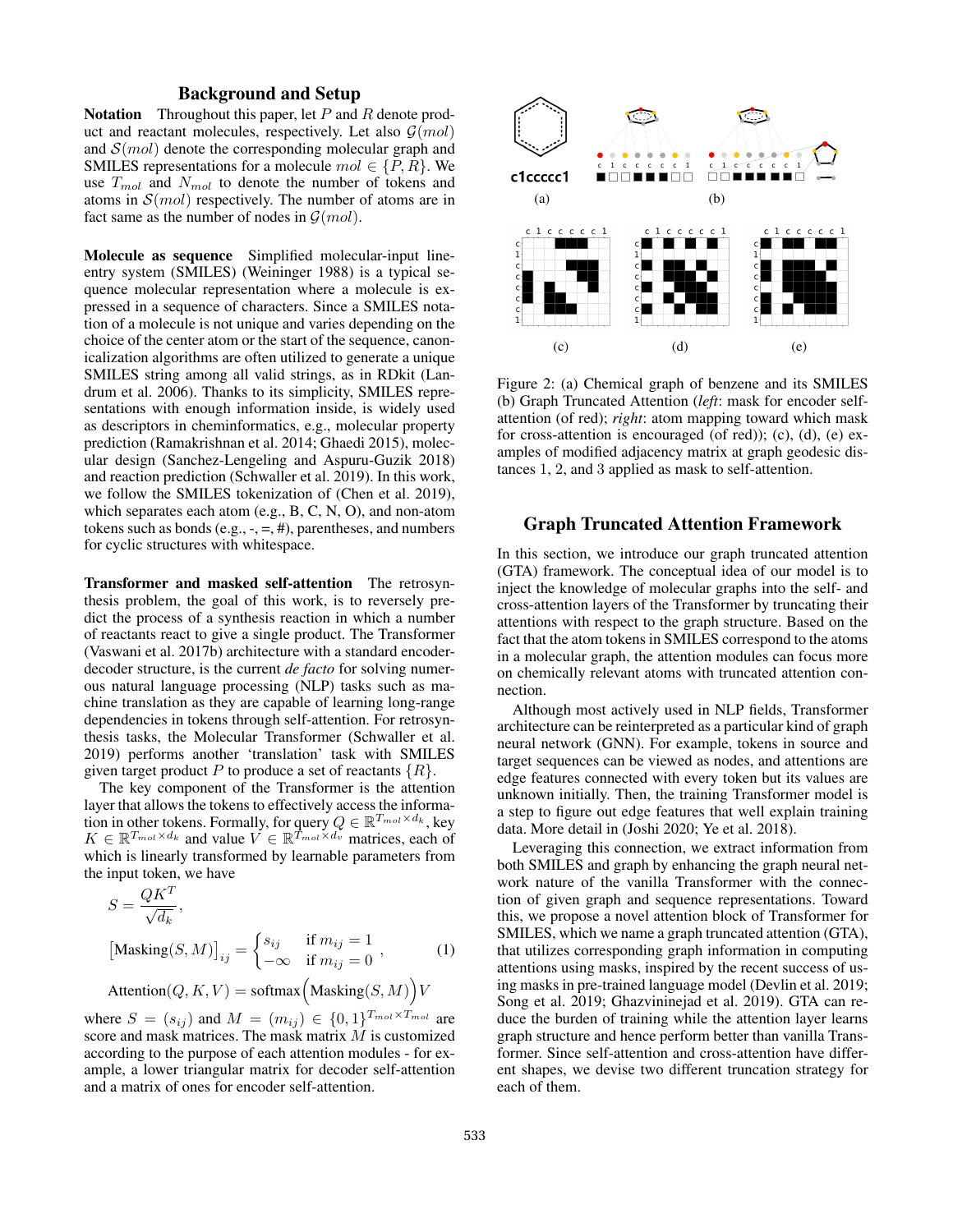## Background and Setup

**Notation** Throughout this paper, let $P$ and $R$ denote product and reactant molecules, respectively. Let also $\mathcal{G}(mol)$ and $\mathcal{S}(mol)$ denote the corresponding molecular graph and SMILES representations for a molecule $mol \in \{P, R\}$. We use $T_{mol}$ and $N_{mol}$ to denote the number of tokens and atoms in $\mathcal{S}(mol)$ respectively. The number of atoms are in fact same as the number of nodes in $\mathcal{G}(mol)$.

**Molecule as sequence** Simplified molecular-input line-entry system (SMILES) (Weininger 1988) is a typical sequence molecular representation where a molecule is expressed in a sequence of characters. Since a SMILES notation of a molecule is not unique and varies depending on the choice of the center atom or the start of the sequence, canonicalization algorithms are often utilized to generate a unique SMILES string among all valid strings, as in RDkit (Landrum et al. 2006). Thanks to its simplicity, SMILES representations with enough information inside, is widely used as descriptors in cheminformatics, e.g., molecular property prediction (Ramakrishnan et al. 2014; Ghaedi 2015), molecular design (Sanchez-Lengeling and Aspuru-Guzik 2018) and reaction prediction (Schwaller et al. 2019). In this work, we follow the SMILES tokenization of (Chen et al. 2019), which separates each atom (e.g., B, C, N, O), and non-atom tokens such as bonds (e.g., -, =, #), parentheses, and numbers for cyclic structures with whitespace.

**Transformer and masked self-attention** The retrosynthesis problem, the goal of this work, is to reversely predict the process of a synthesis reaction in which a number of reactants react to give a single product. The Transformer (Vaswani et al. 2017b) architecture with a standard encoder-decoder structure, is the current *de facto* for solving numerous natural language processing (NLP) tasks such as machine translation as they are capable of learning long-range dependencies in tokens through self-attention. For retrosynthesis tasks, the Molecular Transformer (Schwaller et al. 2019) performs another 'translation' task with SMILES given target product $P$ to produce a set of reactants $\{R\}$.

The key component of the Transformer is the attention layer that allows the tokens to effectively access the information in other tokens. Formally, for query $Q \in \mathbb{R}^{T_{mol} \times d_k}$, key $K \in \mathbb{R}^{T_{mol} \times d_k}$ and value $V \in \mathbb{R}^{T_{mol} \times d_v}$ matrices, each of which is linearly transformed by learnable parameters from the input token, we have

$$
\begin{aligned}
S &= \frac{QK^T}{\sqrt{d_k}}, \\
\big[\text{Masking}(S, M)\big]_{ij} &= \begin{cases} s_{ij} & \text{if } m_{ij} = 1 \\ -\infty & \text{if } m_{ij} = 0 \end{cases}, \qquad (1) \\
\text{Attention}(Q, K, V) &= \text{softmax}\Big(\text{Masking}(S, M)\Big)V
\end{aligned}
$$

where $S = (s_{ij})$ and $M = (m_{ij}) \in \{0, 1\}^{T_{mol} \times T_{mol}}$ are score and mask matrices. The mask matrix $M$ is customized according to the purpose of each attention modules - for example, a lower triangular matrix for decoder self-attention and a matrix of ones for encoder self-attention.

Figure 2: (a) Chemical graph of benzene and its SMILES (b) Graph Truncated Attention (*left*: mask for encoder self-attention (of red); *right*: atom mapping toward which mask for cross-attention is encouraged (of red)); (c), (d), (e) examples of modified adjacency matrix at graph geodesic distances 1, 2, and 3 applied as mask to self-attention.

## Graph Truncated Attention Framework

In this section, we introduce our graph truncated attention (GTA) framework. The conceptual idea of our model is to inject the knowledge of molecular graphs into the self- and cross-attention layers of the Transformer by truncating their attentions with respect to the graph structure. Based on the fact that the atom tokens in SMILES correspond to the atoms in a molecular graph, the attention modules can focus more on chemically relevant atoms with truncated attention connection.

Although most actively used in NLP fields, Transformer architecture can be reinterpreted as a particular kind of graph neural network (GNN). For example, tokens in source and target sequences can be viewed as nodes, and attentions are edge features connected with every token but its values are unknown initially. Then, the training Transformer model is a step to figure out edge features that well explain training data. More detail in (Joshi 2020; Ye et al. 2018).

Leveraging this connection, we extract information from both SMILES and graph by enhancing the graph neural network nature of the vanilla Transformer with the connection of given graph and sequence representations. Toward this, we propose a novel attention block of Transformer for SMILES, which we name a graph truncated attention (GTA), that utilizes corresponding graph information in computing attentions using masks, inspired by the recent success of using masks in pre-trained language model (Devlin et al. 2019; Song et al. 2019; Ghazvininejad et al. 2019). GTA can reduce the burden of training while the attention layer learns graph structure and hence perform better than vanilla Transformer. Since self-attention and cross-attention have different shapes, we devise two different truncation strategy for each of them.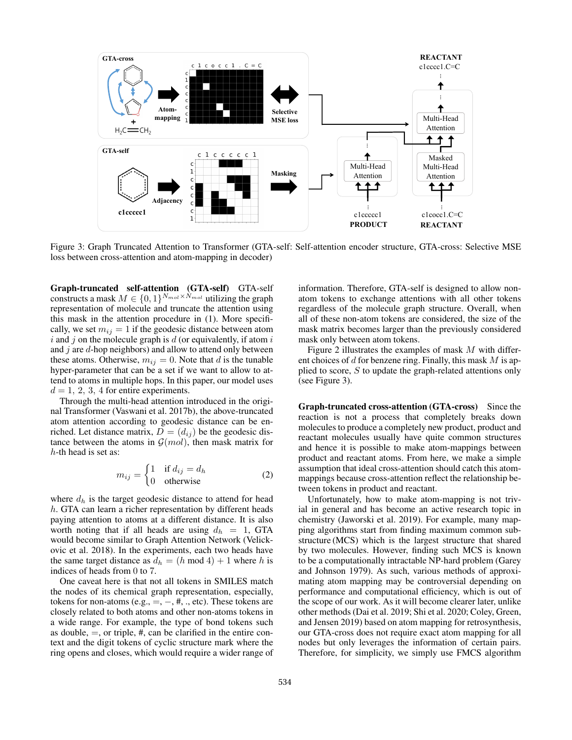Figure 3: Graph Truncated Attention to Transformer (GTA-self: Self-attention encoder structure, GTA-cross: Selective MSE loss between cross-attention and atom-mapping in decoder)

**Graph-truncated self-attention (GTA-self)** GTA-self constructs a mask $M \in \{0,1\}^{N_{mol} \times N_{mol}}$ utilizing the graph representation of molecule and truncate the attention using this mask in the attention procedure in (1). More specifically, we set $m_{ij} = 1$ if the geodesic distance between atom $i$ and $j$ on the molecule graph is $d$ (or equivalently, if atom $i$ and $j$ are $d$-hop neighbors) and allow to attend only between these atoms. Otherwise, $m_{ij} = 0$. Note that $d$ is the tunable hyper-parameter that can be a set if we want to allow to attend to atoms in multiple hops. In this paper, our model uses $d = 1, 2, 3, 4$ for entire experiments.

Through the multi-head attention introduced in the original Transformer (Vaswani et al. 2017b), the above-truncated atom attention according to geodesic distance can be enriched. Let distance matrix, $D = (d_{ij})$ be the geodesic distance between the atoms in $\mathcal{G}(mol)$, then mask matrix for $h$-th head is set as:

$$m_{ij} = \begin{cases} 1 & \text{if } d_{ij} = d_h \\ 0 & \text{otherwise} \end{cases} \tag{2}$$

where $d_h$ is the target geodesic distance to attend for head $h$. GTA can learn a richer representation by different heads paying attention to atoms at a different distance. It is also worth noting that if all heads are using $d_h = 1$, GTA would become similar to Graph Attention Network (Velickovic et al. 2018). In the experiments, each two heads have the same target distance as $d_h = (h \bmod 4) + 1$ where $h$ is indices of heads from 0 to 7.

One caveat here is that not all tokens in SMILES match the nodes of its chemical graph representation, especially, tokens for non-atoms (e.g., =, −, #, ., etc). These tokens are closely related to both atoms and other non-atoms tokens in a wide range. For example, the type of bond tokens such as double, =, or triple, #, can be clarified in the entire context and the digit tokens of cyclic structure mark where the ring opens and closes, which would require a wider range of information. Therefore, GTA-self is designed to allow non-atom tokens to exchange attentions with all other tokens regardless of the molecule graph structure. Overall, when all of these non-atom tokens are considered, the size of the mask matrix becomes larger than the previously considered mask only between atom tokens.

Figure 2 illustrates the examples of mask $M$ with different choices of $d$ for benzene ring. Finally, this mask $M$ is applied to score, $S$ to update the graph-related attentions only (see Figure 3).

**Graph-truncated cross-attention (GTA-cross)** Since the reaction is not a process that completely breaks down molecules to produce a completely new product, product and reactant molecules usually have quite common structures and hence it is possible to make atom-mappings between product and reactant atoms. From here, we make a simple assumption that ideal cross-attention should catch this atom-mappings because cross-attention reflect the relationship between tokens in product and reactant.

Unfortunately, how to make atom-mapping is not trivial in general and has become an active research topic in chemistry (Jaworski et al. 2019). For example, many mapping algorithms start from finding maximum common substructure (MCS) which is the largest structure that shared by two molecules. However, finding such MCS is known to be a computationally intractable NP-hard problem (Garey and Johnson 1979). As such, various methods of approximating atom mapping may be controversial depending on performance and computational efficiency, which is out of the scope of our work. As it will become clearer later, unlike other methods (Dai et al. 2019; Shi et al. 2020; Coley, Green, and Jensen 2019) based on atom mapping for retrosynthesis, our GTA-cross does not require exact atom mapping for all nodes but only leverages the information of certain pairs. Therefore, for simplicity, we simply use FMCS algorithm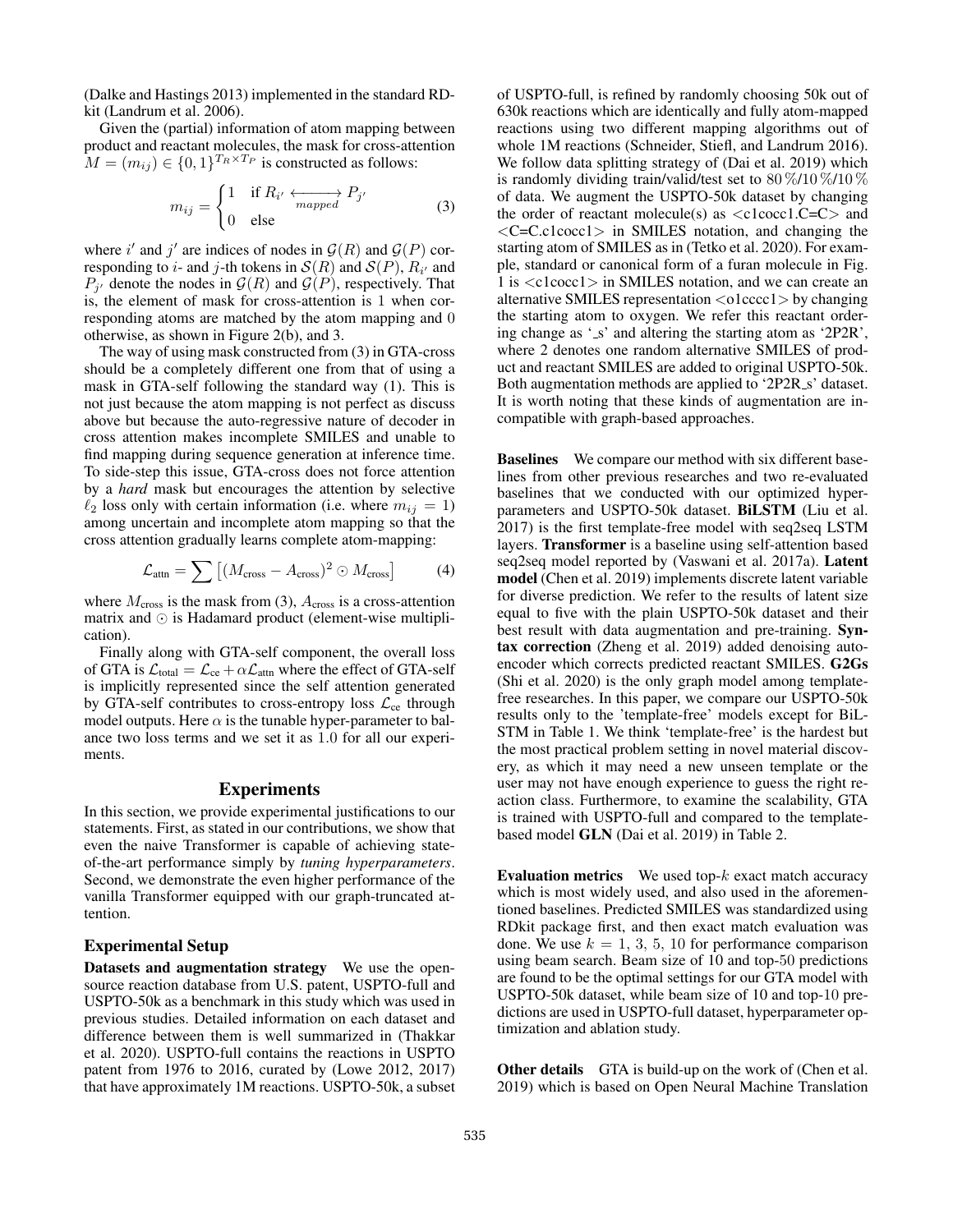(Dalke and Hastings 2013) implemented in the standard RDkit (Landrum et al. 2006).

Given the (partial) information of atom mapping between product and reactant molecules, the mask for cross-attention $M = (m_{ij}) \in \{0, 1\}^{T_R \times T_P}$ is constructed as follows:

$$m_{ij} = \begin{cases} 1 & \text{if } R_{i'} \xleftrightarrow[mapped]{} P_{j'} \\ 0 & \text{else} \end{cases} \tag{3}$$

where $i'$ and $j'$ are indices of nodes in $\mathcal{G}(R)$ and $\mathcal{G}(P)$ corresponding to $i$- and $j$-th tokens in $\mathcal{S}(R)$ and $\mathcal{S}(P)$, $R_{i'}$ and $P_{j'}$ denote the nodes in $\mathcal{G}(R)$ and $\mathcal{G}(P)$, respectively. That is, the element of mask for cross-attention is 1 when corresponding atoms are matched by the atom mapping and 0 otherwise, as shown in Figure 2(b), and 3.

The way of using mask constructed from (3) in GTA-cross should be a completely different one from that of using a mask in GTA-self following the standard way (1). This is not just because the atom mapping is not perfect as discuss above but because the auto-regressive nature of decoder in cross attention makes incomplete SMILES and unable to find mapping during sequence generation at inference time. To side-step this issue, GTA-cross does not force attention by a *hard* mask but encourages the attention by selective $\ell_2$ loss only with certain information (i.e. where $m_{ij} = 1$) among uncertain and incomplete atom mapping so that the cross attention gradually learns complete atom-mapping:

$$\mathcal{L}_{\text{attn}} = \sum \left[ (M_{\text{cross}} - A_{\text{cross}})^2 \odot M_{\text{cross}} \right] \tag{4}$$

where $M_{\text{cross}}$ is the mask from (3), $A_{\text{cross}}$ is a cross-attention matrix and $\odot$ is Hadamard product (element-wise multiplication).

Finally along with GTA-self component, the overall loss of GTA is $\mathcal{L}_{\text{total}} = \mathcal{L}_{\text{ce}} + \alpha \mathcal{L}_{\text{attn}}$ where the effect of GTA-self is implicitly represented since the self attention generated by GTA-self contributes to cross-entropy loss $\mathcal{L}_{\text{ce}}$ through model outputs. Here $\alpha$ is the tunable hyper-parameter to balance two loss terms and we set it as 1.0 for all our experiments.

## Experiments

In this section, we provide experimental justifications to our statements. First, as stated in our contributions, we show that even the naive Transformer is capable of achieving state-of-the-art performance simply by *tuning hyperparameters*. Second, we demonstrate the even higher performance of the vanilla Transformer equipped with our graph-truncated attention.

### Experimental Setup

**Datasets and augmentation strategy** We use the open-source reaction database from U.S. patent, USPTO-full and USPTO-50k as a benchmark in this study which was used in previous studies. Detailed information on each dataset and difference between them is well summarized in (Thakkar et al. 2020). USPTO-full contains the reactions in USPTO patent from 1976 to 2016, curated by (Lowe 2012, 2017) that have approximately 1M reactions. USPTO-50k, a subset of USPTO-full, is refined by randomly choosing 50k out of 630k reactions which are identically and fully atom-mapped reactions using two different mapping algorithms out of whole 1M reactions (Schneider, Stiefl, and Landrum 2016). We follow data splitting strategy of (Dai et al. 2019) which is randomly dividing train/valid/test set to 80 %/10 %/10 % of data. We augment the USPTO-50k dataset by changing the order of reactant molecule(s) as <c1cocc1.C=C> and <C=C.c1cocc1> in SMILES notation, and changing the starting atom of SMILES as in (Tetko et al. 2020). For example, standard or canonical form of a furan molecule in Fig. 1 is <c1cocc1> in SMILES notation, and we can create an alternative SMILES representation <o1cccc1> by changing the starting atom to oxygen. We refer this reactant ordering change as '_s' and altering the starting atom as '2P2R', where 2 denotes one random alternative SMILES of product and reactant SMILES are added to original USPTO-50k. Both augmentation methods are applied to '2P2R_s' dataset. It is worth noting that these kinds of augmentation are incompatible with graph-based approaches.

**Baselines** We compare our method with six different baselines from other previous researches and two re-evaluated baselines that we conducted with our optimized hyperparameters and USPTO-50k dataset. **BiLSTM** (Liu et al. 2017) is the first template-free model with seq2seq LSTM layers. **Transformer** is a baseline using self-attention based seq2seq model reported by (Vaswani et al. 2017a). **Latent model** (Chen et al. 2019) implements discrete latent variable for diverse prediction. We refer to the results of latent size equal to five with the plain USPTO-50k dataset and their best result with data augmentation and pre-training. **Syntax correction** (Zheng et al. 2019) added denoising autoencoder which corrects predicted reactant SMILES. **G2Gs** (Shi et al. 2020) is the only graph model among template-free researches. In this paper, we compare our USPTO-50k results only to the 'template-free' models except for BiLSTM in Table 1. We think 'template-free' is the hardest but the most practical problem setting in novel material discovery, as which it may need a new unseen template or the user may not have enough experience to guess the right reaction class. Furthermore, to examine the scalability, GTA is trained with USPTO-full and compared to the template-based model **GLN** (Dai et al. 2019) in Table 2.

**Evaluation metrics** We used top-$k$ exact match accuracy which is most widely used, and also used in the aforementioned baselines. Predicted SMILES was standardized using RDkit package first, and then exact match evaluation was done. We use $k$ = 1, 3, 5, 10 for performance comparison using beam search. Beam size of 10 and top-50 predictions are found to be the optimal settings for our GTA model with USPTO-50k dataset, while beam size of 10 and top-10 predictions are used in USPTO-full dataset, hyperparameter optimization and ablation study.

**Other details** GTA is build-up on the work of (Chen et al. 2019) which is based on Open Neural Machine Translation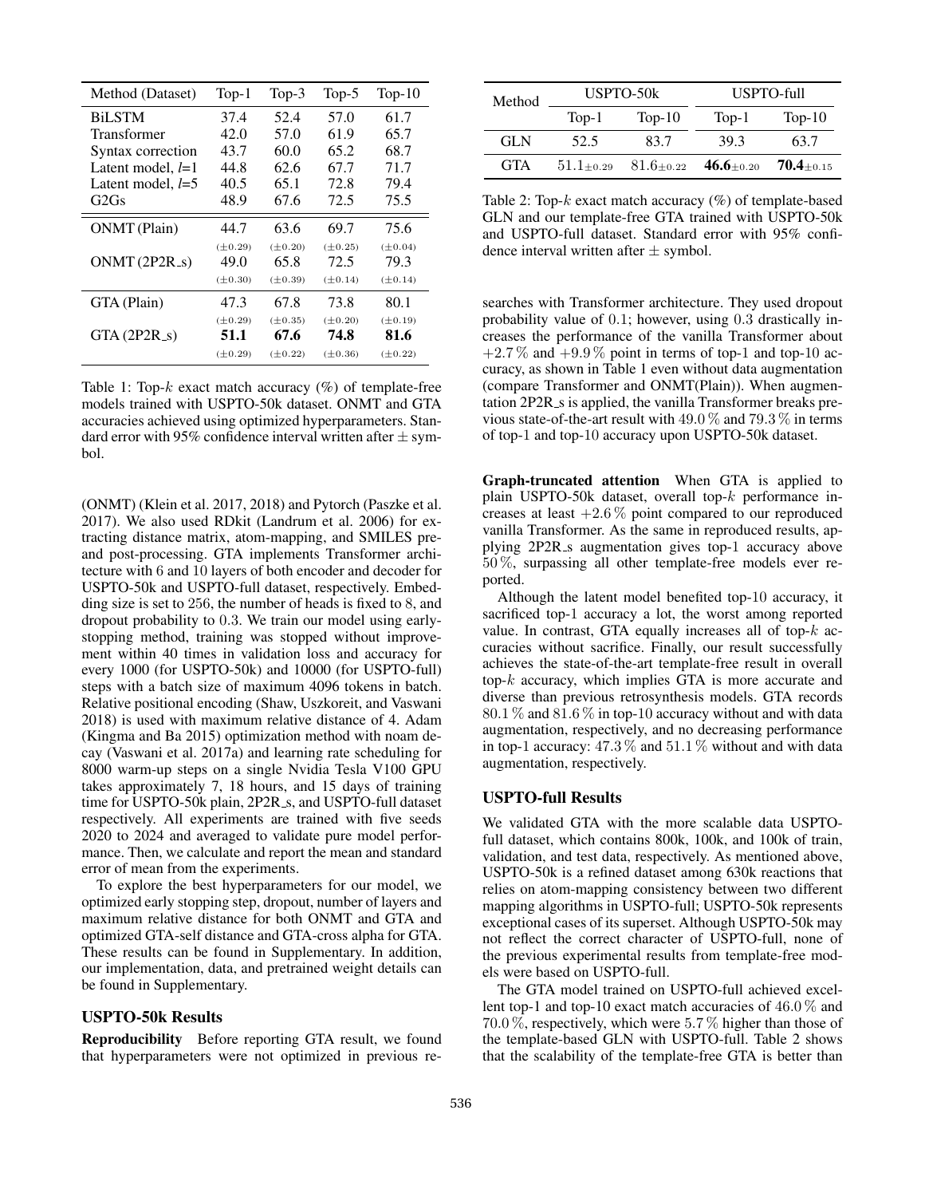| Method (Dataset) | Top-1 | Top-3 | Top-5 | Top-10 |
|---|---|---|---|---|
| BiLSTM | 37.4 | 52.4 | 57.0 | 61.7 |
| Transformer | 42.0 | 57.0 | 61.9 | 65.7 |
| Syntax correction | 43.7 | 60.0 | 65.2 | 68.7 |
| Latent model, *l*=1 | 44.8 | 62.6 | 67.7 | 71.7 |
| Latent model, *l*=5 | 40.5 | 65.1 | 72.8 | 79.4 |
| G2Gs | 48.9 | 67.6 | 72.5 | 75.5 |
| ONMT (Plain) | 44.7 ($\pm 0.29$) | 63.6 ($\pm 0.20$) | 69.7 ($\pm 0.25$) | 75.6 ($\pm 0.04$) |
| ONMT (2P2R_s) | 49.0 ($\pm 0.30$) | 65.8 ($\pm 0.39$) | 72.5 ($\pm 0.14$) | 79.3 ($\pm 0.14$) |
| GTA (Plain) | 47.3 ($\pm 0.29$) | 67.8 ($\pm 0.35$) | 73.8 ($\pm 0.20$) | 80.1 ($\pm 0.19$) |
| GTA (2P2R_s) | **51.1** ($\pm 0.29$) | **67.6** ($\pm 0.22$) | **74.8** ($\pm 0.36$) | **81.6** ($\pm 0.22$) |

Table 1: Top-$k$ exact match accuracy (%) of template-free models trained with USPTO-50k dataset. ONMT and GTA accuracies achieved using optimized hyperparameters. Standard error with 95% confidence interval written after $\pm$ symbol.

(ONMT) (Klein et al. 2017, 2018) and Pytorch (Paszke et al. 2017). We also used RDkit (Landrum et al. 2006) for extracting distance matrix, atom-mapping, and SMILES pre- and post-processing. GTA implements Transformer architecture with 6 and 10 layers of both encoder and decoder for USPTO-50k and USPTO-full dataset, respectively. Embedding size is set to 256, the number of heads is fixed to 8, and dropout probability to 0.3. We train our model using early-stopping method, training was stopped without improvement within 40 times in validation loss and accuracy for every 1000 (for USPTO-50k) and 10000 (for USPTO-full) steps with a batch size of maximum 4096 tokens in batch. Relative positional encoding (Shaw, Uszkoreit, and Vaswani 2018) is used with maximum relative distance of 4. Adam (Kingma and Ba 2015) optimization method with noam decay (Vaswani et al. 2017a) and learning rate scheduling for 8000 warm-up steps on a single Nvidia Tesla V100 GPU takes approximately 7, 18 hours, and 15 days of training time for USPTO-50k plain, 2P2R_s, and USPTO-full dataset respectively. All experiments are trained with five seeds 2020 to 2024 and averaged to validate pure model performance. Then, we calculate and report the mean and standard error of mean from the experiments.

To explore the best hyperparameters for our model, we optimized early stopping step, dropout, number of layers and maximum relative distance for both ONMT and GTA and optimized GTA-self distance and GTA-cross alpha for GTA. These results can be found in Supplementary. In addition, our implementation, data, and pretrained weight details can be found in Supplementary.

## USPTO-50k Results

**Reproducibility** Before reporting GTA result, we found that hyperparameters were not optimized in previous researches with Transformer architecture. They used dropout probability value of 0.1; however, using 0.3 drastically increases the performance of the vanilla Transformer about $+2.7\,\%$ and $+9.9\,\%$ point in terms of top-1 and top-10 accuracy, as shown in Table 1 even without data augmentation (compare Transformer and ONMT(Plain)). When augmentation 2P2R_s is applied, the vanilla Transformer breaks previous state-of-the-art result with $49.0\,\%$ and $79.3\,\%$ in terms of top-1 and top-10 accuracy upon USPTO-50k dataset.

| Method | USPTO-50k | | USPTO-full | |
|---|---|---|---|---|
| | Top-1 | Top-10 | Top-1 | Top-10 |
| GLN | 52.5 | 83.7 | 39.3 | 63.7 |
| GTA | $51.1_{\pm 0.29}$ | $81.6_{\pm 0.22}$ | $\mathbf{46.6}_{\pm 0.20}$ | $\mathbf{70.4}_{\pm 0.15}$ |

Table 2: Top-$k$ exact match accuracy (%) of template-based GLN and our template-free GTA trained with USPTO-50k and USPTO-full dataset. Standard error with 95% confidence interval written after $\pm$ symbol.

**Graph-truncated attention** When GTA is applied to plain USPTO-50k dataset, overall top-$k$ performance increases at least $+2.6\,\%$ point compared to our reproduced vanilla Transformer. As the same in reproduced results, applying 2P2R_s augmentation gives top-1 accuracy above $50\,\%$, surpassing all other template-free models ever reported.

Although the latent model benefited top-10 accuracy, it sacrificed top-1 accuracy a lot, the worst among reported value. In contrast, GTA equally increases all of top-$k$ accuracies without sacrifice. Finally, our result successfully achieves the state-of-the-art template-free result in overall top-$k$ accuracy, which implies GTA is more accurate and diverse than previous retrosynthesis models. GTA records $80.1\,\%$ and $81.6\,\%$ in top-10 accuracy without and with data augmentation, respectively, and no decreasing performance in top-1 accuracy: $47.3\,\%$ and $51.1\,\%$ without and with data augmentation, respectively.

## USPTO-full Results

We validated GTA with the more scalable data USPTO-full dataset, which contains 800k, 100k, and 100k of train, validation, and test data, respectively. As mentioned above, USPTO-50k is a refined dataset among 630k reactions that relies on atom-mapping consistency between two different mapping algorithms in USPTO-full; USPTO-50k represents exceptional cases of its superset. Although USPTO-50k may not reflect the correct character of USPTO-full, none of the previous experimental results from template-free models were based on USPTO-full.

The GTA model trained on USPTO-full achieved excellent top-1 and top-10 exact match accuracies of $46.0\,\%$ and $70.0\,\%$, respectively, which were $5.7\,\%$ higher than those of the template-based GLN with USPTO-full. Table 2 shows that the scalability of the template-free GTA is better than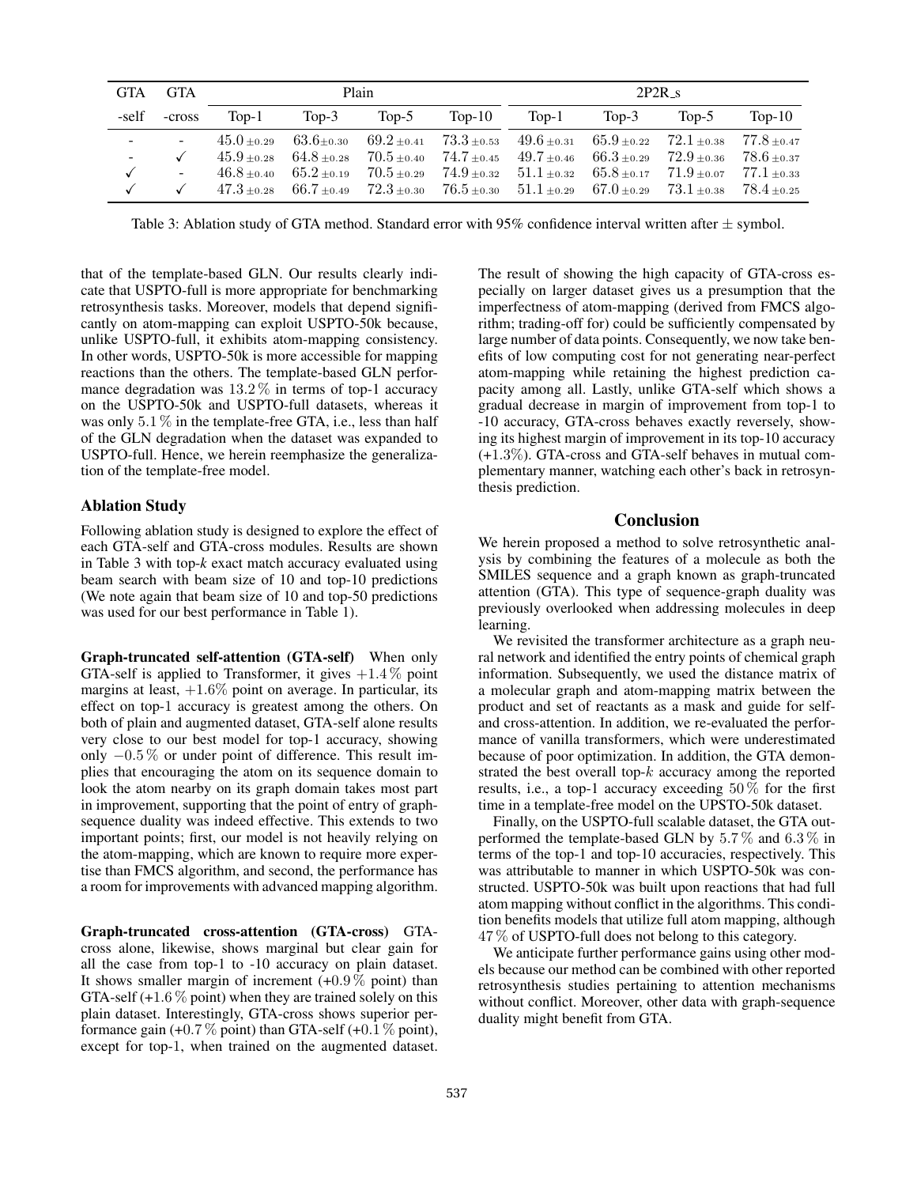| GTA -self | GTA -cross | Plain | | | | 2P2R_s | | | |
|---|---|---|---|---|---|---|---|---|---|
| | | Top-1 | Top-3 | Top-5 | Top-10 | Top-1 | Top-3 | Top-5 | Top-10 |
| - | - | $45.0_{\pm 0.29}$ | $63.6_{\pm 0.30}$ | $69.2_{\pm 0.41}$ | $73.3_{\pm 0.53}$ | $49.6_{\pm 0.31}$ | $65.9_{\pm 0.22}$ | $72.1_{\pm 0.38}$ | $77.8_{\pm 0.47}$ |
| - | ✓ | $45.9_{\pm 0.28}$ | $64.8_{\pm 0.28}$ | $70.5_{\pm 0.40}$ | $74.7_{\pm 0.45}$ | $49.7_{\pm 0.46}$ | $66.3_{\pm 0.29}$ | $72.9_{\pm 0.36}$ | $78.6_{\pm 0.37}$ |
| ✓ | - | $46.8_{\pm 0.40}$ | $65.2_{\pm 0.19}$ | $70.5_{\pm 0.29}$ | $74.9_{\pm 0.32}$ | $51.1_{\pm 0.32}$ | $65.8_{\pm 0.17}$ | $71.9_{\pm 0.07}$ | $77.1_{\pm 0.33}$ |
| ✓ | ✓ | $47.3_{\pm 0.28}$ | $66.7_{\pm 0.49}$ | $72.3_{\pm 0.30}$ | $76.5_{\pm 0.30}$ | $51.1_{\pm 0.29}$ | $67.0_{\pm 0.29}$ | $73.1_{\pm 0.38}$ | $78.4_{\pm 0.25}$ |

Table 3: Ablation study of GTA method. Standard error with 95% confidence interval written after ± symbol.

that of the template-based GLN. Our results clearly indicate that USPTO-full is more appropriate for benchmarking retrosynthesis tasks. Moreover, models that depend significantly on atom-mapping can exploit USPTO-50k because, unlike USPTO-full, it exhibits atom-mapping consistency. In other words, USPTO-50k is more accessible for mapping reactions than the others. The template-based GLN performance degradation was $13.2\,\%$ in terms of top-1 accuracy on the USPTO-50k and USPTO-full datasets, whereas it was only $5.1\,\%$ in the template-free GTA, i.e., less than half of the GLN degradation when the dataset was expanded to USPTO-full. Hence, we herein reemphasize the generalization of the template-free model.

## Ablation Study

Following ablation study is designed to explore the effect of each GTA-self and GTA-cross modules. Results are shown in Table 3 with top-*k* exact match accuracy evaluated using beam search with beam size of 10 and top-10 predictions (We note again that beam size of 10 and top-50 predictions was used for our best performance in Table 1).

**Graph-truncated self-attention (GTA-self)** When only GTA-self is applied to Transformer, it gives $+1.4\,\%$ point margins at least, $+1.6\%$ point on average. In particular, its effect on top-1 accuracy is greatest among the others. On both of plain and augmented dataset, GTA-self alone results very close to our best model for top-1 accuracy, showing only $-0.5\,\%$ or under point of difference. This result implies that encouraging the atom on its sequence domain to look the atom nearby on its graph domain takes most part in improvement, supporting that the point of entry of graph-sequence duality was indeed effective. This extends to two important points; first, our model is not heavily relying on the atom-mapping, which are known to require more expertise than FMCS algorithm, and second, the performance has a room for improvements with advanced mapping algorithm.

**Graph-truncated cross-attention (GTA-cross)** GTA-cross alone, likewise, shows marginal but clear gain for all the case from top-1 to -10 accuracy on plain dataset. It shows smaller margin of increment (+0.9 % point) than GTA-self (+1.6 % point) when they are trained solely on this plain dataset. Interestingly, GTA-cross shows superior performance gain (+0.7 % point) than GTA-self (+0.1 % point), except for top-1, when trained on the augmented dataset. The result of showing the high capacity of GTA-cross especially on larger dataset gives us a presumption that the imperfectness of atom-mapping (derived from FMCS algorithm; trading-off for) could be sufficiently compensated by large number of data points. Consequently, we now take benefits of low computing cost for not generating near-perfect atom-mapping while retaining the highest prediction capacity among all. Lastly, unlike GTA-self which shows a gradual decrease in margin of improvement from top-1 to -10 accuracy, GTA-cross behaves exactly reversely, showing its highest margin of improvement in its top-10 accuracy (+1.3%). GTA-cross and GTA-self behaves in mutual complementary manner, watching each other's back in retrosynthesis prediction.

## Conclusion

We herein proposed a method to solve retrosynthetic analysis by combining the features of a molecule as both the SMILES sequence and a graph known as graph-truncated attention (GTA). This type of sequence-graph duality was previously overlooked when addressing molecules in deep learning.

We revisited the transformer architecture as a graph neural network and identified the entry points of chemical graph information. Subsequently, we used the distance matrix of a molecular graph and atom-mapping matrix between the product and set of reactants as a mask and guide for self- and cross-attention. In addition, we re-evaluated the performance of vanilla transformers, which were underestimated because of poor optimization. In addition, the GTA demonstrated the best overall top-$k$ accuracy among the reported results, i.e., a top-1 accuracy exceeding $50\,\%$ for the first time in a template-free model on the UPSTO-50k dataset.

Finally, on the USPTO-full scalable dataset, the GTA outperformed the template-based GLN by $5.7\,\%$ and $6.3\,\%$ in terms of the top-1 and top-10 accuracies, respectively. This was attributable to manner in which USPTO-50k was constructed. USPTO-50k was built upon reactions that had full atom mapping without conflict in the algorithms. This condition benefits models that utilize full atom mapping, although $47\,\%$ of USPTO-full does not belong to this category.

We anticipate further performance gains using other models because our method can be combined with other reported retrosynthesis studies pertaining to attention mechanisms without conflict. Moreover, other data with graph-sequence duality might benefit from GTA.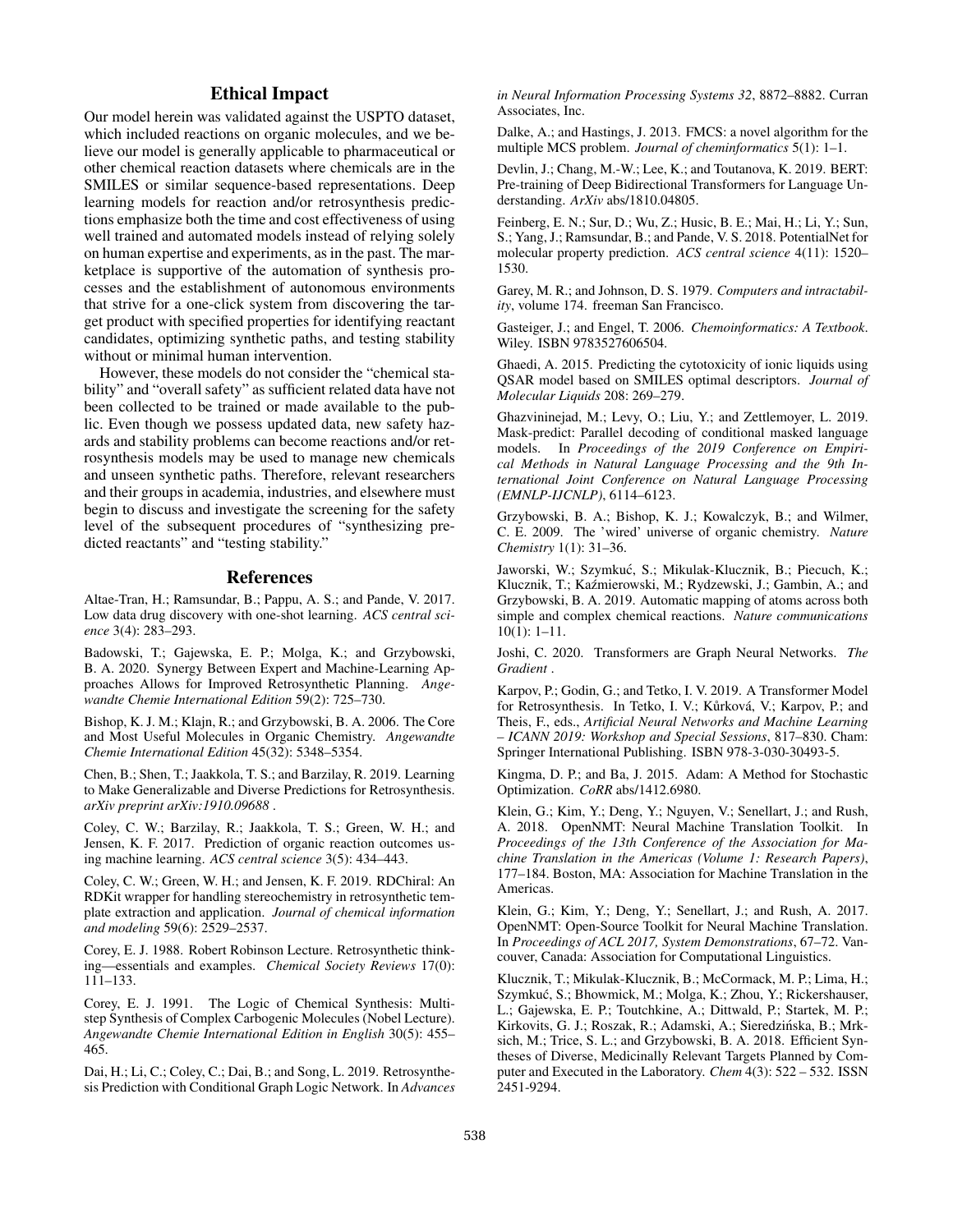## Ethical Impact

Our model herein was validated against the USPTO dataset, which included reactions on organic molecules, and we believe our model is generally applicable to pharmaceutical or other chemical reaction datasets where chemicals are in the SMILES or similar sequence-based representations. Deep learning models for reaction and/or retrosynthesis predictions emphasize both the time and cost effectiveness of using well trained and automated models instead of relying solely on human expertise and experiments, as in the past. The marketplace is supportive of the automation of synthesis processes and the establishment of autonomous environments that strive for a one-click system from discovering the target product with specified properties for identifying reactant candidates, optimizing synthetic paths, and testing stability without or minimal human intervention.

However, these models do not consider the "chemical stability" and "overall safety" as sufficient related data have not been collected to be trained or made available to the public. Even though we possess updated data, new safety hazards and stability problems can become reactions and/or retrosynthesis models may be used to manage new chemicals and unseen synthetic paths. Therefore, relevant researchers and their groups in academia, industries, and elsewhere must begin to discuss and investigate the screening for the safety level of the subsequent procedures of "synthesizing predicted reactants" and "testing stability."

## References

Altae-Tran, H.; Ramsundar, B.; Pappu, A. S.; and Pande, V. 2017. Low data drug discovery with one-shot learning. *ACS central science* 3(4): 283–293.

Badowski, T.; Gajewska, E. P.; Molga, K.; and Grzybowski, B. A. 2020. Synergy Between Expert and Machine-Learning Approaches Allows for Improved Retrosynthetic Planning. *Angewandte Chemie International Edition* 59(2): 725–730.

Bishop, K. J. M.; Klajn, R.; and Grzybowski, B. A. 2006. The Core and Most Useful Molecules in Organic Chemistry. *Angewandte Chemie International Edition* 45(32): 5348–5354.

Chen, B.; Shen, T.; Jaakkola, T. S.; and Barzilay, R. 2019. Learning to Make Generalizable and Diverse Predictions for Retrosynthesis. *arXiv preprint arXiv:1910.09688* .

Coley, C. W.; Barzilay, R.; Jaakkola, T. S.; Green, W. H.; and Jensen, K. F. 2017. Prediction of organic reaction outcomes using machine learning. *ACS central science* 3(5): 434–443.

Coley, C. W.; Green, W. H.; and Jensen, K. F. 2019. RDChiral: An RDKit wrapper for handling stereochemistry in retrosynthetic template extraction and application. *Journal of chemical information and modeling* 59(6): 2529–2537.

Corey, E. J. 1988. Robert Robinson Lecture. Retrosynthetic thinking—essentials and examples. *Chemical Society Reviews* 17(0): 111–133.

Corey, E. J. 1991. The Logic of Chemical Synthesis: Multistep Synthesis of Complex Carbogenic Molecules (Nobel Lecture). *Angewandte Chemie International Edition in English* 30(5): 455–465.

Dai, H.; Li, C.; Coley, C.; Dai, B.; and Song, L. 2019. Retrosynthesis Prediction with Conditional Graph Logic Network. In *Advances in Neural Information Processing Systems 32*, 8872–8882. Curran Associates, Inc.

Dalke, A.; and Hastings, J. 2013. FMCS: a novel algorithm for the multiple MCS problem. *Journal of cheminformatics* 5(1): 1–1.

Devlin, J.; Chang, M.-W.; Lee, K.; and Toutanova, K. 2019. BERT: Pre-training of Deep Bidirectional Transformers for Language Understanding. *ArXiv* abs/1810.04805.

Feinberg, E. N.; Sur, D.; Wu, Z.; Husic, B. E.; Mai, H.; Li, Y.; Sun, S.; Yang, J.; Ramsundar, B.; and Pande, V. S. 2018. PotentialNet for molecular property prediction. *ACS central science* 4(11): 1520–1530.

Garey, M. R.; and Johnson, D. S. 1979. *Computers and intractability*, volume 174. freeman San Francisco.

Gasteiger, J.; and Engel, T. 2006. *Chemoinformatics: A Textbook*. Wiley. ISBN 9783527606504.

Ghaedi, A. 2015. Predicting the cytotoxicity of ionic liquids using QSAR model based on SMILES optimal descriptors. *Journal of Molecular Liquids* 208: 269–279.

Ghazvininejad, M.; Levy, O.; Liu, Y.; and Zettlemoyer, L. 2019. Mask-predict: Parallel decoding of conditional masked language models. In *Proceedings of the 2019 Conference on Empirical Methods in Natural Language Processing and the 9th International Joint Conference on Natural Language Processing (EMNLP-IJCNLP)*, 6114–6123.

Grzybowski, B. A.; Bishop, K. J.; Kowalczyk, B.; and Wilmer, C. E. 2009. The 'wired' universe of organic chemistry. *Nature Chemistry* 1(1): 31–36.

Jaworski, W.; Szymkuć, S.; Mikulak-Klucznik, B.; Piecuch, K.; Klucznik, T.; Kaźmierowski, M.; Rydzewski, J.; Gambin, A.; and Grzybowski, B. A. 2019. Automatic mapping of atoms across both simple and complex chemical reactions. *Nature communications* 10(1): 1–11.

Joshi, C. 2020. Transformers are Graph Neural Networks. *The Gradient* .

Karpov, P.; Godin, G.; and Tetko, I. V. 2019. A Transformer Model for Retrosynthesis. In Tetko, I. V.; Kůrková, V.; Karpov, P.; and Theis, F., eds., *Artificial Neural Networks and Machine Learning – ICANN 2019: Workshop and Special Sessions*, 817–830. Cham: Springer International Publishing. ISBN 978-3-030-30493-5.

Kingma, D. P.; and Ba, J. 2015. Adam: A Method for Stochastic Optimization. *CoRR* abs/1412.6980.

Klein, G.; Kim, Y.; Deng, Y.; Nguyen, V.; Senellart, J.; and Rush, A. 2018. OpenNMT: Neural Machine Translation Toolkit. In *Proceedings of the 13th Conference of the Association for Machine Translation in the Americas (Volume 1: Research Papers)*, 177–184. Boston, MA: Association for Machine Translation in the Americas.

Klein, G.; Kim, Y.; Deng, Y.; Senellart, J.; and Rush, A. 2017. OpenNMT: Open-Source Toolkit for Neural Machine Translation. In *Proceedings of ACL 2017, System Demonstrations*, 67–72. Vancouver, Canada: Association for Computational Linguistics.

Klucznik, T.; Mikulak-Klucznik, B.; McCormack, M. P.; Lima, H.; Szymkuć, S.; Bhowmick, M.; Molga, K.; Zhou, Y.; Rickershauser, L.; Gajewska, E. P.; Toutchkine, A.; Dittwald, P.; Startek, M. P.; Kirkovits, G. J.; Roszak, R.; Adamski, A.; Sieredzińska, B.; Mrksich, M.; Trice, S. L.; and Grzybowski, B. A. 2018. Efficient Syntheses of Diverse, Medicinally Relevant Targets Planned by Computer and Executed in the Laboratory. *Chem* 4(3): 522 – 532. ISSN 2451-9294.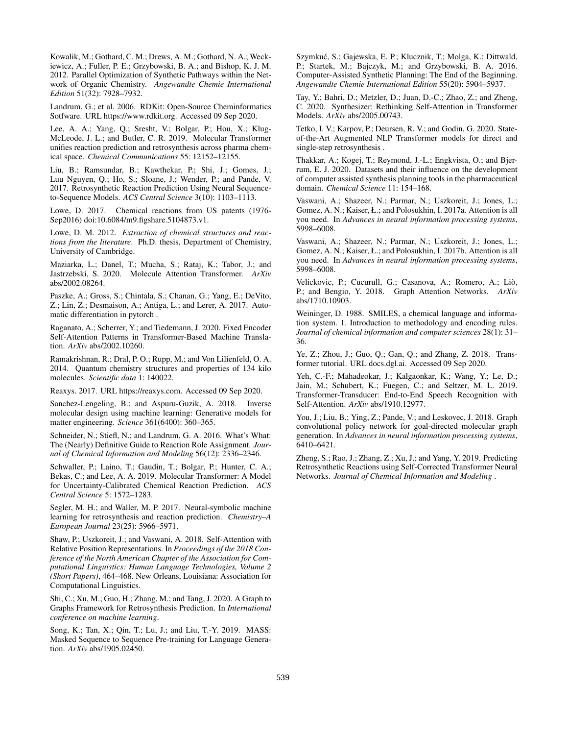Kowalik, M.; Gothard, C. M.; Drews, A. M.; Gothard, N. A.; Weckiewicz, A.; Fuller, P. E.; Grzybowski, B. A.; and Bishop, K. J. M. 2012. Parallel Optimization of Synthetic Pathways within the Network of Organic Chemistry. *Angewandte Chemie International Edition* 51(32): 7928–7932.

Landrum, G.; et al. 2006. RDKit: Open-Source Cheminformatics Sotfware. URL https://www.rdkit.org. Accessed 09 Sep 2020.

Lee, A. A.; Yang, Q.; Sresht, V.; Bolgar, P.; Hou, X.; Klug-McLeode, J. L.; and Butler, C. R. 2019. Molecular Transformer unifies reaction prediction and retrosynthesis across pharma chemical space. *Chemical Communications* 55: 12152–12155.

Liu, B.; Ramsundar, B.; Kawthekar, P.; Shi, J.; Gomes, J.; Luu Nguyen, Q.; Ho, S.; Sloane, J.; Wender, P.; and Pande, V. 2017. Retrosynthetic Reaction Prediction Using Neural Sequence-to-Sequence Models. *ACS Central Science* 3(10): 1103–1113.

Lowe, D. 2017. Chemical reactions from US patents (1976-Sep2016) doi:10.6084/m9.figshare.5104873.v1.

Lowe, D. M. 2012. *Extraction of chemical structures and reactions from the literature*. Ph.D. thesis, Department of Chemistry, University of Cambridge.

Maziarka, L.; Danel, T.; Mucha, S.; Rataj, K.; Tabor, J.; and Jastrzebski, S. 2020. Molecule Attention Transformer. *ArXiv* abs/2002.08264.

Paszke, A.; Gross, S.; Chintala, S.; Chanan, G.; Yang, E.; DeVito, Z.; Lin, Z.; Desmaison, A.; Antiga, L.; and Lerer, A. 2017. Automatic differentiation in pytorch .

Raganato, A.; Scherrer, Y.; and Tiedemann, J. 2020. Fixed Encoder Self-Attention Patterns in Transformer-Based Machine Translation. *ArXiv* abs/2002.10260.

Ramakrishnan, R.; Dral, P. O.; Rupp, M.; and Von Lilienfeld, O. A. 2014. Quantum chemistry structures and properties of 134 kilo molecules. *Scientific data* 1: 140022.

Reaxys. 2017. URL https://reaxys.com. Accessed 09 Sep 2020.

Sanchez-Lengeling, B.; and Aspuru-Guzik, A. 2018. Inverse molecular design using machine learning: Generative models for matter engineering. *Science* 361(6400): 360–365.

Schneider, N.; Stiefl, N.; and Landrum, G. A. 2016. What's What: The (Nearly) Definitive Guide to Reaction Role Assignment. *Journal of Chemical Information and Modeling* 56(12): 2336–2346.

Schwaller, P.; Laino, T.; Gaudin, T.; Bolgar, P.; Hunter, C. A.; Bekas, C.; and Lee, A. A. 2019. Molecular Transformer: A Model for Uncertainty-Calibrated Chemical Reaction Prediction. *ACS Central Science* 5: 1572–1283.

Segler, M. H.; and Waller, M. P. 2017. Neural-symbolic machine learning for retrosynthesis and reaction prediction. *Chemistry–A European Journal* 23(25): 5966–5971.

Shaw, P.; Uszkoreit, J.; and Vaswani, A. 2018. Self-Attention with Relative Position Representations. In *Proceedings of the 2018 Conference of the North American Chapter of the Association for Computational Linguistics: Human Language Technologies, Volume 2 (Short Papers)*, 464–468. New Orleans, Louisiana: Association for Computational Linguistics.

Shi, C.; Xu, M.; Guo, H.; Zhang, M.; and Tang, J. 2020. A Graph to Graphs Framework for Retrosynthesis Prediction. In *International conference on machine learning*.

Song, K.; Tan, X.; Qin, T.; Lu, J.; and Liu, T.-Y. 2019. MASS: Masked Sequence to Sequence Pre-training for Language Generation. *ArXiv* abs/1905.02450.

Szymkuć, S.; Gajewska, E. P.; Klucznik, T.; Molga, K.; Dittwald, P.; Startek, M.; Bajczyk, M.; and Grzybowski, B. A. 2016. Computer-Assisted Synthetic Planning: The End of the Beginning. *Angewandte Chemie International Edition* 55(20): 5904–5937.

Tay, Y.; Bahri, D.; Metzler, D.; Juan, D.-C.; Zhao, Z.; and Zheng, C. 2020. Synthesizer: Rethinking Self-Attention in Transformer Models. *ArXiv* abs/2005.00743.

Tetko, I. V.; Karpov, P.; Deursen, R. V.; and Godin, G. 2020. State-of-the-Art Augmented NLP Transformer models for direct and single-step retrosynthesis .

Thakkar, A.; Kogej, T.; Reymond, J.-L.; Engkvista, O.; and Bjerrum, E. J. 2020. Datasets and their influence on the development of computer assisted synthesis planning tools in the pharmaceutical domain. *Chemical Science* 11: 154–168.

Vaswani, A.; Shazeer, N.; Parmar, N.; Uszkoreit, J.; Jones, L.; Gomez, A. N.; Kaiser, Ł.; and Polosukhin, I. 2017a. Attention is all you need. In *Advances in neural information processing systems*, 5998–6008.

Vaswani, A.; Shazeer, N.; Parmar, N.; Uszkoreit, J.; Jones, L.; Gomez, A. N.; Kaiser, Ł.; and Polosukhin, I. 2017b. Attention is all you need. In *Advances in neural information processing systems*, 5998–6008.

Velickovic, P.; Cucurull, G.; Casanova, A.; Romero, A.; Liò, P.; and Bengio, Y. 2018. Graph Attention Networks. *ArXiv* abs/1710.10903.

Weininger, D. 1988. SMILES, a chemical language and information system. 1. Introduction to methodology and encoding rules. *Journal of chemical information and computer sciences* 28(1): 31–36.

Ye, Z.; Zhou, J.; Guo, Q.; Gan, Q.; and Zhang, Z. 2018. Transformer tutorial. URL docs.dgl.ai. Accessed 09 Sep 2020.

Yeh, C.-F.; Mahadeokar, J.; Kalgaonkar, K.; Wang, Y.; Le, D.; Jain, M.; Schubert, K.; Fuegen, C.; and Seltzer, M. L. 2019. Transformer-Transducer: End-to-End Speech Recognition with Self-Attention. *ArXiv* abs/1910.12977.

You, J.; Liu, B.; Ying, Z.; Pande, V.; and Leskovec, J. 2018. Graph convolutional policy network for goal-directed molecular graph generation. In *Advances in neural information processing systems*, 6410–6421.

Zheng, S.; Rao, J.; Zhang, Z.; Xu, J.; and Yang, Y. 2019. Predicting Retrosynthetic Reactions using Self-Corrected Transformer Neural Networks. *Journal of Chemical Information and Modeling* .